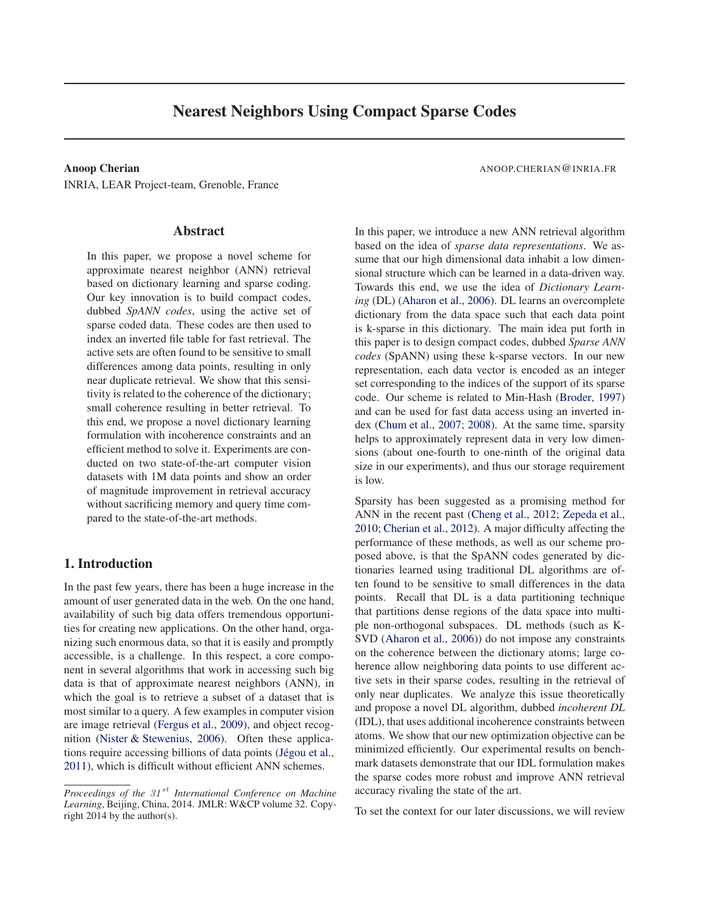# Nearest Neighbors Using Compact Sparse Codes

**Anoop Cherian** ANOOP.CHERIAN@INRIA.FR

INRIA, LEAR Project-team, Grenoble, France

## Abstract

In this paper, we propose a novel scheme for approximate nearest neighbor (ANN) retrieval based on dictionary learning and sparse coding. Our key innovation is to build compact codes, dubbed *SpANN codes*, using the active set of sparse coded data. These codes are then used to index an inverted file table for fast retrieval. The active sets are often found to be sensitive to small differences among data points, resulting in only near duplicate retrieval. We show that this sensitivity is related to the coherence of the dictionary; small coherence resulting in better retrieval. To this end, we propose a novel dictionary learning formulation with incoherence constraints and an efficient method to solve it. Experiments are conducted on two state-of-the-art computer vision datasets with 1M data points and show an order of magnitude improvement in retrieval accuracy without sacrificing memory and query time compared to the state-of-the-art methods.

## 1. Introduction

In the past few years, there has been a huge increase in the amount of user generated data in the web. On the one hand, availability of such big data offers tremendous opportunities for creating new applications. On the other hand, organizing such enormous data, so that it is easily and promptly accessible, is a challenge. In this respect, a core component in several algorithms that work in accessing such big data is that of approximate nearest neighbors (ANN), in which the goal is to retrieve a subset of a dataset that is most similar to a query. A few examples in computer vision are image retrieval (Fergus et al., 2009), and object recognition (Nister & Stewenius, 2006). Often these applications require accessing billions of data points (Jégou et al., 2011), which is difficult without efficient ANN schemes.

In this paper, we introduce a new ANN retrieval algorithm based on the idea of *sparse data representations*. We assume that our high dimensional data inhabit a low dimensional structure which can be learned in a data-driven way. Towards this end, we use the idea of *Dictionary Learning* (DL) (Aharon et al., 2006). DL learns an overcomplete dictionary from the data space such that each data point is k-sparse in this dictionary. The main idea put forth in this paper is to design compact codes, dubbed *Sparse ANN codes* (SpANN) using these k-sparse vectors. In our new representation, each data vector is encoded as an integer set corresponding to the indices of the support of its sparse code. Our scheme is related to Min-Hash (Broder, 1997) and can be used for fast data access using an inverted index (Chum et al., 2007; 2008). At the same time, sparsity helps to approximately represent data in very low dimensions (about one-fourth to one-ninth of the original data size in our experiments), and thus our storage requirement is low.

Sparsity has been suggested as a promising method for ANN in the recent past (Cheng et al., 2012; Zepeda et al., 2010; Cherian et al., 2012). A major difficulty affecting the performance of these methods, as well as our scheme proposed above, is that the SpANN codes generated by dictionaries learned using traditional DL algorithms are often found to be sensitive to small differences in the data points. Recall that DL is a data partitioning technique that partitions dense regions of the data space into multiple non-orthogonal subspaces. DL methods (such as K-SVD (Aharon et al., 2006)) do not impose any constraints on the coherence between the dictionary atoms; large coherence allow neighboring data points to use different active sets in their sparse codes, resulting in the retrieval of only near duplicates. We analyze this issue theoretically and propose a novel DL algorithm, dubbed *incoherent DL* (IDL), that uses additional incoherence constraints between atoms. We show that our new optimization objective can be minimized efficiently. Our experimental results on benchmark datasets demonstrate that our IDL formulation makes the sparse codes more robust and improve ANN retrieval accuracy rivaling the state of the art.

To set the context for our later discussions, we will review

*Proceedings of the $31^{st}$ International Conference on Machine Learning*, Beijing, China, 2014. JMLR: W&CP volume 32. Copyright 2014 by the author(s).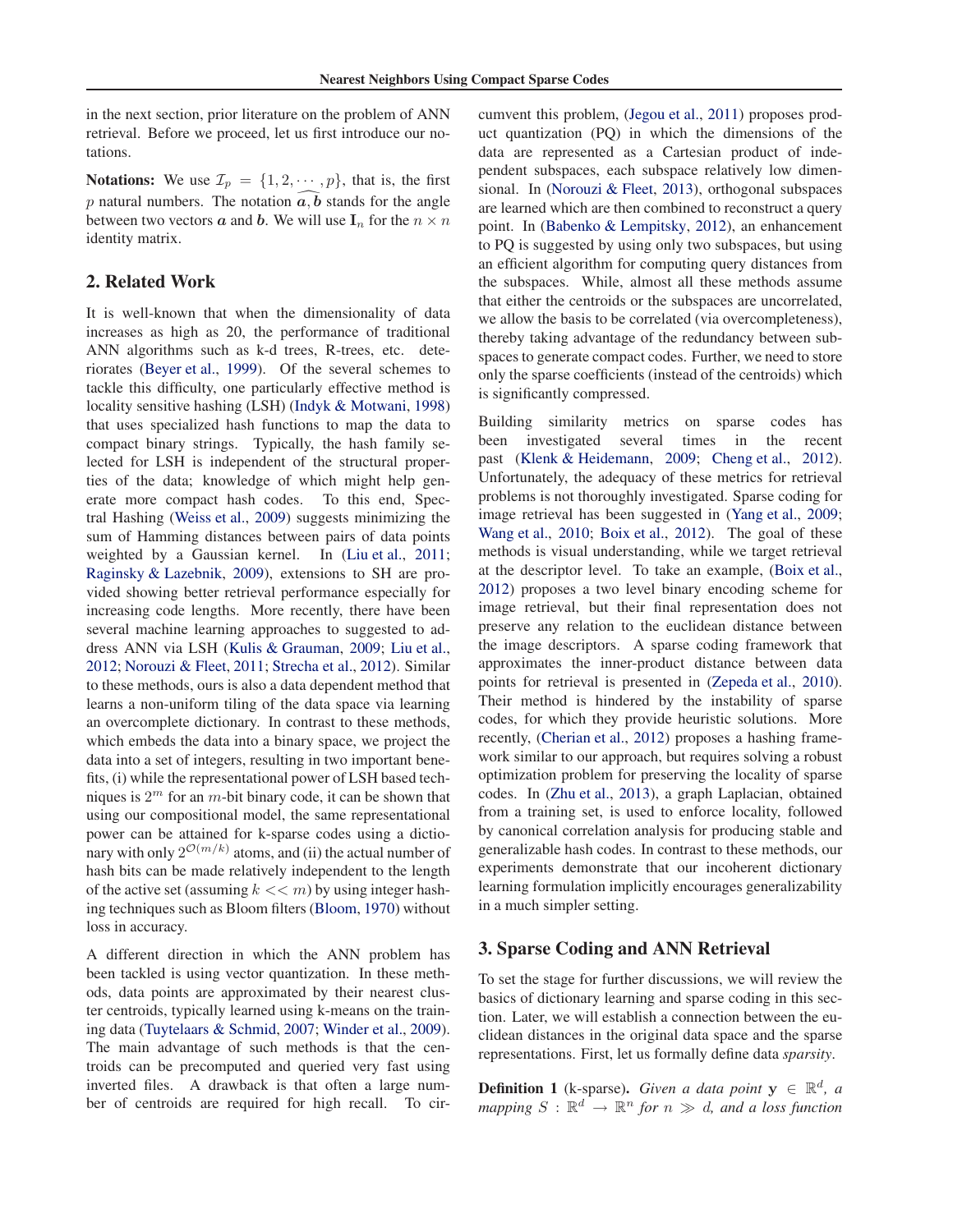in the next section, prior literature on the problem of ANN retrieval. Before we proceed, let us first introduce our notations.

**Notations:** We use $\mathcal{I}_p = \{1, 2, \cdots, p\}$, that is, the first $p$ natural numbers. The notation $\widehat{\boldsymbol{a}, \boldsymbol{b}}$ stands for the angle between two vectors $\boldsymbol{a}$ and $\boldsymbol{b}$. We will use $\mathbf{I}_n$ for the $n \times n$ identity matrix.

## 2. Related Work

It is well-known that when the dimensionality of data increases as high as 20, the performance of traditional ANN algorithms such as k-d trees, R-trees, etc. deteriorates (Beyer et al., 1999). Of the several schemes to tackle this difficulty, one particularly effective method is locality sensitive hashing (LSH) (Indyk & Motwani, 1998) that uses specialized hash functions to map the data to compact binary strings. Typically, the hash family selected for LSH is independent of the structural properties of the data; knowledge of which might help generate more compact hash codes. To this end, Spectral Hashing (Weiss et al., 2009) suggests minimizing the sum of Hamming distances between pairs of data points weighted by a Gaussian kernel. In (Liu et al., 2011; Raginsky & Lazebnik, 2009), extensions to SH are provided showing better retrieval performance especially for increasing code lengths. More recently, there have been several machine learning approaches to suggested to address ANN via LSH (Kulis & Grauman, 2009; Liu et al., 2012; Norouzi & Fleet, 2011; Strecha et al., 2012). Similar to these methods, ours is also a data dependent method that learns a non-uniform tiling of the data space via learning an overcomplete dictionary. In contrast to these methods, which embeds the data into a binary space, we project the data into a set of integers, resulting in two important benefits, (i) while the representational power of LSH based techniques is $2^m$ for an $m$-bit binary code, it can be shown that using our compositional model, the same representational power can be attained for k-sparse codes using a dictionary with only $2^{\mathcal{O}(m/k)}$ atoms, and (ii) the actual number of hash bits can be made relatively independent to the length of the active set (assuming $k << m$) by using integer hashing techniques such as Bloom filters (Bloom, 1970) without loss in accuracy.

A different direction in which the ANN problem has been tackled is using vector quantization. In these methods, data points are approximated by their nearest cluster centroids, typically learned using k-means on the training data (Tuytelaars & Schmid, 2007; Winder et al., 2009). The main advantage of such methods is that the centroids can be precomputed and queried very fast using inverted files. A drawback is that often a large number of centroids are required for high recall. To circumvent this problem, (Jegou et al., 2011) proposes product quantization (PQ) in which the dimensions of the data are represented as a Cartesian product of independent subspaces, each subspace relatively low dimensional. In (Norouzi & Fleet, 2013), orthogonal subspaces are learned which are then combined to reconstruct a query point. In (Babenko & Lempitsky, 2012), an enhancement to PQ is suggested by using only two subspaces, but using an efficient algorithm for computing query distances from the subspaces. While, almost all these methods assume that either the centroids or the subspaces are uncorrelated, we allow the basis to be correlated (via overcompleteness), thereby taking advantage of the redundancy between subspaces to generate compact codes. Further, we need to store only the sparse coefficients (instead of the centroids) which is significantly compressed.

Building similarity metrics on sparse codes has been investigated several times in the recent past (Klenk & Heidemann, 2009; Cheng et al., 2012). Unfortunately, the adequacy of these metrics for retrieval problems is not thoroughly investigated. Sparse coding for image retrieval has been suggested in (Yang et al., 2009; Wang et al., 2010; Boix et al., 2012). The goal of these methods is visual understanding, while we target retrieval at the descriptor level. To take an example, (Boix et al., 2012) proposes a two level binary encoding scheme for image retrieval, but their final representation does not preserve any relation to the euclidean distance between the image descriptors. A sparse coding framework that approximates the inner-product distance between data points for retrieval is presented in (Zepeda et al., 2010). Their method is hindered by the instability of sparse codes, for which they provide heuristic solutions. More recently, (Cherian et al., 2012) proposes a hashing framework similar to our approach, but requires solving a robust optimization problem for preserving the locality of sparse codes. In (Zhu et al., 2013), a graph Laplacian, obtained from a training set, is used to enforce locality, followed by canonical correlation analysis for producing stable and generalizable hash codes. In contrast to these methods, our experiments demonstrate that our incoherent dictionary learning formulation implicitly encourages generalizability in a much simpler setting.

## 3. Sparse Coding and ANN Retrieval

To set the stage for further discussions, we will review the basics of dictionary learning and sparse coding in this section. Later, we will establish a connection between the euclidean distances in the original data space and the sparse representations. First, let us formally define data *sparsity*.

**Definition 1** (k-sparse). *Given a data point $\mathbf{y} \in \mathbb{R}^d$, a mapping $S : \mathbb{R}^d \rightarrow \mathbb{R}^n$ for $n \gg d$, and a loss function*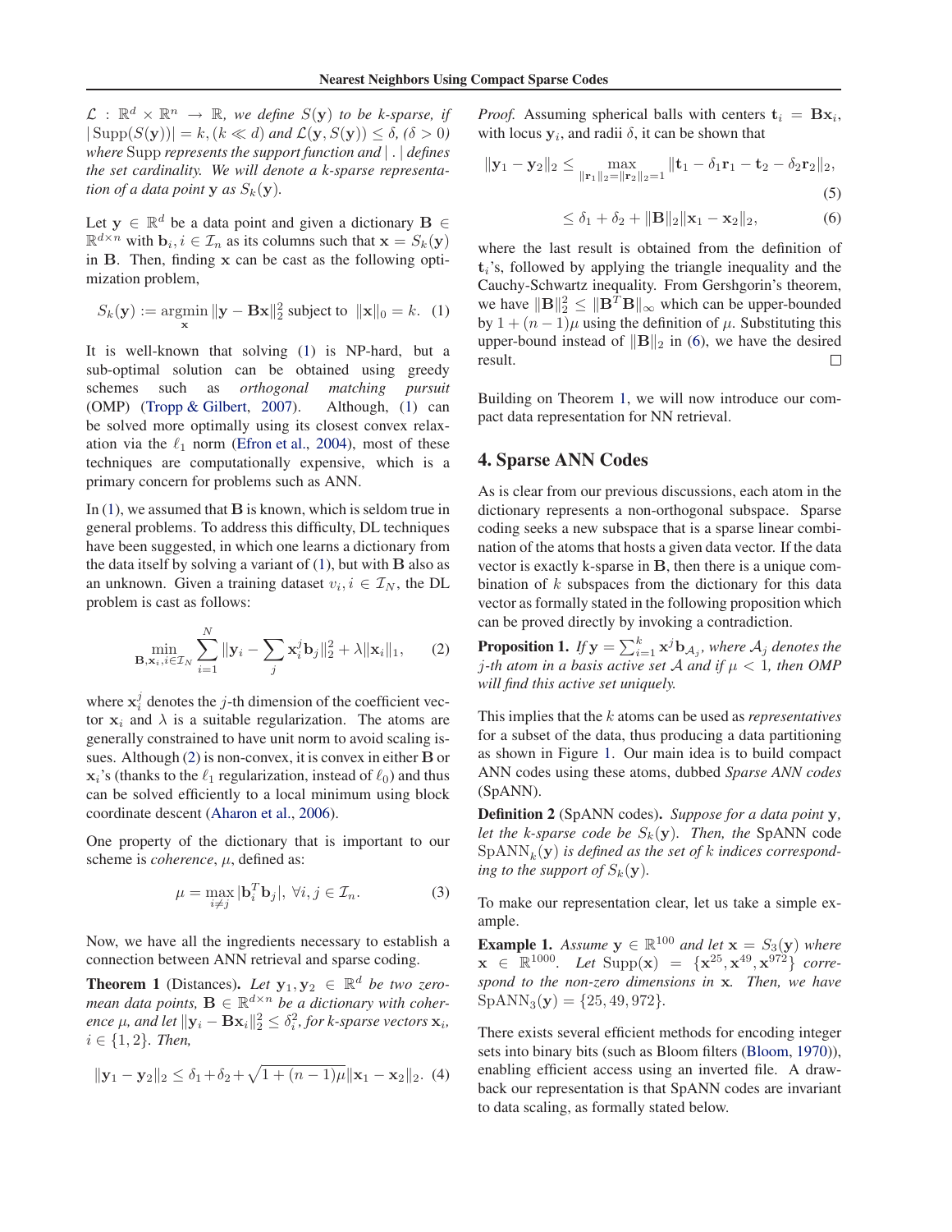$\mathcal{L} : \mathbb{R}^d \times \mathbb{R}^n \rightarrow \mathbb{R}$, *we define* $S(\mathbf{y})$ *to be k-sparse, if* $|\operatorname{Supp}(S(\mathbf{y}))| = k, (k \ll d)$ *and* $\mathcal{L}(\mathbf{y}, S(\mathbf{y})) \leq \delta, (\delta > 0)$ *where* Supp *represents the support function and* $|\,.\,|$ *defines the set cardinality. We will denote a k-sparse representation of a data point* $\mathbf{y}$ *as* $S_k(\mathbf{y})$.

Let $\mathbf{y} \in \mathbb{R}^d$ be a data point and given a dictionary $\mathbf{B} \in \mathbb{R}^{d \times n}$ with $\mathbf{b}_i, i \in \mathcal{I}_n$ as its columns such that $\mathbf{x} = S_k(\mathbf{y})$ in $\mathbf{B}$. Then, finding $\mathbf{x}$ can be cast as the following optimization problem,

$$S_k(\mathbf{y}) := \underset{\mathbf{x}}{\operatorname{argmin}} \|\mathbf{y} - \mathbf{B}\mathbf{x}\|_2^2 \text{ subject to } \|\mathbf{x}\|_0 = k. \quad (1)$$

It is well-known that solving (1) is NP-hard, but a sub-optimal solution can be obtained using greedy schemes such as *orthogonal matching pursuit* (OMP) (Tropp & Gilbert, 2007). Although, (1) can be solved more optimally using its closest convex relaxation via the $\ell_1$ norm (Efron et al., 2004), most of these techniques are computationally expensive, which is a primary concern for problems such as ANN.

In (1), we assumed that $\mathbf{B}$ is known, which is seldom true in general problems. To address this difficulty, DL techniques have been suggested, in which one learns a dictionary from the data itself by solving a variant of (1), but with $\mathbf{B}$ also as an unknown. Given a training dataset $v_i, i \in \mathcal{I}_N$, the DL problem is cast as follows:

$$\min_{\mathbf{B}, \mathbf{x}_i, i \in \mathcal{I}_N} \sum_{i=1}^{N} \|\mathbf{y}_i - \sum_j \mathbf{x}_i^j \mathbf{b}_j\|_2^2 + \lambda \|\mathbf{x}_i\|_1, \quad (2)$$

where $\mathbf{x}_i^j$ denotes the $j$-th dimension of the coefficient vector $\mathbf{x}_i$ and $\lambda$ is a suitable regularization. The atoms are generally constrained to have unit norm to avoid scaling issues. Although (2) is non-convex, it is convex in either $\mathbf{B}$ or $\mathbf{x}_i$'s (thanks to the $\ell_1$ regularization, instead of $\ell_0$) and thus can be solved efficiently to a local minimum using block coordinate descent (Aharon et al., 2006).

One property of the dictionary that is important to our scheme is *coherence*, $\mu$, defined as:

$$\mu = \max_{i \neq j} |\mathbf{b}_i^T \mathbf{b}_j|, \; \forall i, j \in \mathcal{I}_n. \quad (3)$$

Now, we have all the ingredients necessary to establish a connection between ANN retrieval and sparse coding.

**Theorem 1** (Distances)**.** *Let* $\mathbf{y}_1, \mathbf{y}_2 \in \mathbb{R}^d$ *be two zero-mean data points,* $\mathbf{B} \in \mathbb{R}^{d \times n}$ *be a dictionary with coherence* $\mu$*, and let* $\|\mathbf{y}_i - \mathbf{B}\mathbf{x}_i\|_2^2 \leq \delta_i^2$*, for k-sparse vectors* $\mathbf{x}_i$*,* $i \in \{1, 2\}$*. Then,*

$$\|\mathbf{y}_1 - \mathbf{y}_2\|_2 \leq \delta_1 + \delta_2 + \sqrt{1 + (n-1)\mu} \|\mathbf{x}_1 - \mathbf{x}_2\|_2. \quad (4)$$

*Proof.* Assuming spherical balls with centers $\mathbf{t}_i = \mathbf{B}\mathbf{x}_i$, with locus $\mathbf{y}_i$, and radii $\delta$, it can be shown that

$$\|\mathbf{y}_1 - \mathbf{y}_2\|_2 \leq \max_{\|\mathbf{r}_1\|_2 = \|\mathbf{r}_2\|_2 = 1} \|\mathbf{t}_1 - \delta_1 \mathbf{r}_1 - \mathbf{t}_2 - \delta_2 \mathbf{r}_2\|_2, \quad (5)$$

$$\leq \delta_1 + \delta_2 + \|\mathbf{B}\|_2 \|\mathbf{x}_1 - \mathbf{x}_2\|_2, \quad (6)$$

where the last result is obtained from the definition of $\mathbf{t}_i$'s, followed by applying the triangle inequality and the Cauchy-Schwartz inequality. From Gershgorin's theorem, we have $\|\mathbf{B}\|_2^2 \leq \|\mathbf{B}^T\mathbf{B}\|_\infty$ which can be upper-bounded by $1 + (n-1)\mu$ using the definition of $\mu$. Substituting this upper-bound instead of $\|\mathbf{B}\|_2$ in (6), we have the desired result. □

Building on Theorem 1, we will now introduce our compact data representation for NN retrieval.

## 4. Sparse ANN Codes

As is clear from our previous discussions, each atom in the dictionary represents a non-orthogonal subspace. Sparse coding seeks a new subspace that is a sparse linear combination of the atoms that hosts a given data vector. If the data vector is exactly k-sparse in $\mathbf{B}$, then there is a unique combination of $k$ subspaces from the dictionary for this data vector as formally stated in the following proposition which can be proved directly by invoking a contradiction.

**Proposition 1.** *If* $\mathbf{y} = \sum_{i=1}^{k} \mathbf{x}^j \mathbf{b}_{\mathcal{A}_j}$*, where* $\mathcal{A}_j$ *denotes the* $j$*-th atom in a basis active set* $\mathcal{A}$ *and if* $\mu < 1$*, then OMP will find this active set uniquely.*

This implies that the $k$ atoms can be used as *representatives* for a subset of the data, thus producing a data partitioning as shown in Figure 1. Our main idea is to build compact ANN codes using these atoms, dubbed *Sparse ANN codes* (SpANN).

**Definition 2** (SpANN codes)**.** *Suppose for a data point* $\mathbf{y}$*, let the k-sparse code be* $S_k(\mathbf{y})$*. Then, the* SpANN *code* $\operatorname{SpANN}_k(\mathbf{y})$ *is defined as the set of* $k$ *indices corresponding to the support of* $S_k(\mathbf{y})$.

To make our representation clear, let us take a simple example.

**Example 1.** *Assume* $\mathbf{y} \in \mathbb{R}^{100}$ *and let* $\mathbf{x} = S_3(\mathbf{y})$ *where* $\mathbf{x} \in \mathbb{R}^{1000}$*. Let* $\operatorname{Supp}(\mathbf{x}) = \{\mathbf{x}^{25}, \mathbf{x}^{49}, \mathbf{x}^{972}\}$ *correspond to the non-zero dimensions in* $\mathbf{x}$*. Then, we have* $\operatorname{SpANN}_3(\mathbf{y}) = \{25, 49, 972\}$.

There exists several efficient methods for encoding integer sets into binary bits (such as Bloom filters (Bloom, 1970)), enabling efficient access using an inverted file. A drawback our representation is that SpANN codes are invariant to data scaling, as formally stated below.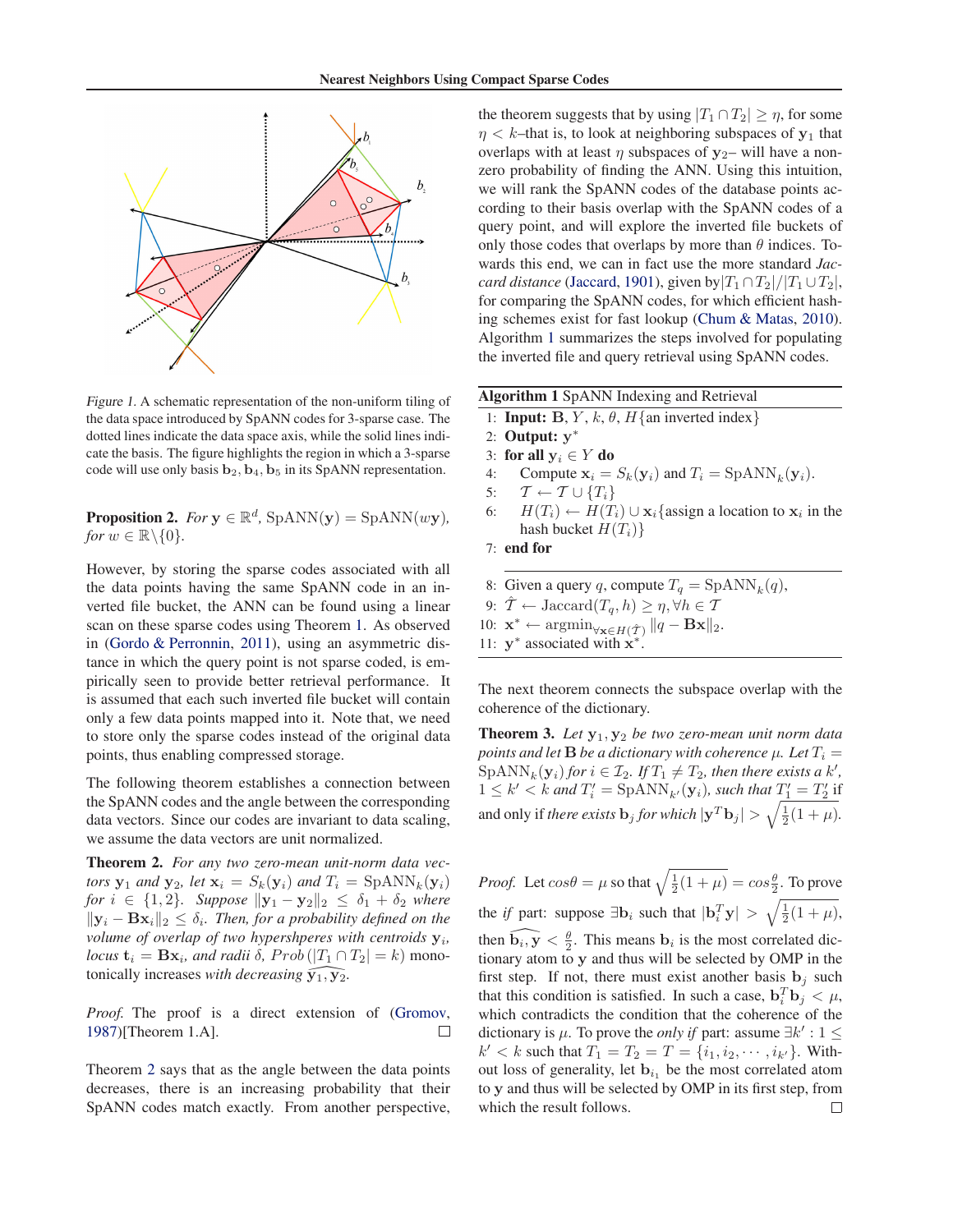*Figure 1.* A schematic representation of the non-uniform tiling of the data space introduced by SpANN codes for 3-sparse case. The dotted lines indicate the data space axis, while the solid lines indicate the basis. The figure highlights the region in which a 3-sparse code will use only basis $\mathbf{b}_2, \mathbf{b}_4, \mathbf{b}_5$ in its SpANN representation.

**Proposition 2.** *For* $\mathbf{y} \in \mathbb{R}^d$, $\text{SpANN}(\mathbf{y}) = \text{SpANN}(w\mathbf{y})$, *for* $w \in \mathbb{R} \backslash \{0\}$.

However, by storing the sparse codes associated with all the data points having the same SpANN code in an inverted file bucket, the ANN can be found using a linear scan on these sparse codes using Theorem 1. As observed in (Gordo & Perronnin, 2011), using an asymmetric distance in which the query point is not sparse coded, is empirically seen to provide better retrieval performance. It is assumed that each such inverted file bucket will contain only a few data points mapped into it. Note that, we need to store only the sparse codes instead of the original data points, thus enabling compressed storage.

The following theorem establishes a connection between the SpANN codes and the angle between the corresponding data vectors. Since our codes are invariant to data scaling, we assume the data vectors are unit normalized.

**Theorem 2.** *For any two zero-mean unit-norm data vectors* $\mathbf{y}_1$ *and* $\mathbf{y}_2$*, let* $\mathbf{x}_i = S_k(\mathbf{y}_i)$ *and* $T_i = \text{SpANN}_k(\mathbf{y}_i)$ *for* $i \in \{1, 2\}$*. Suppose* $\|\mathbf{y}_1 - \mathbf{y}_2\|_2 \leq \delta_1 + \delta_2$ *where* $\|\mathbf{y}_i - \mathbf{B}\mathbf{x}_i\|_2 \leq \delta_i$*. Then, for a probability defined on the volume of overlap of two hyperspheres with centroids* $\mathbf{y}_i$*, locus* $\mathbf{t}_i = \mathbf{B}\mathbf{x}_i$*, and radii* $\delta$*,* $Prob\left(|T_1 \cap T_2| = k\right)$ *monotonically increases with decreasing* $\widehat{\mathbf{y}_1, \mathbf{y}_2}$*.*

*Proof.* The proof is a direct extension of (Gromov, 1987)[Theorem 1.A]. ◻

Theorem 2 says that as the angle between the data points decreases, there is an increasing probability that their SpANN codes match exactly. From another perspective, the theorem suggests that by using $|T_1 \cap T_2| \geq \eta$, for some $\eta < k$–that is, to look at neighboring subspaces of $\mathbf{y}_1$ that overlaps with at least $\eta$ subspaces of $\mathbf{y}_2$– will have a non-zero probability of finding the ANN. Using this intuition, we will rank the SpANN codes of the database points according to their basis overlap with the SpANN codes of a query point, and will explore the inverted file buckets of only those codes that overlaps by more than $\theta$ indices. Towards this end, we can in fact use the more standard *Jaccard distance* (Jaccard, 1901), given by $|T_1 \cap T_2| / |T_1 \cup T_2|$, for comparing the SpANN codes, for which efficient hashing schemes exist for fast lookup (Chum & Matas, 2010). Algorithm 1 summarizes the steps involved for populating the inverted file and query retrieval using SpANN codes.

**Algorithm 1** SpANN Indexing and Retrieval

1: **Input:** $\mathbf{B}$, $Y$, $k$, $\theta$, $H$ {an inverted index}
2: **Output:** $\mathbf{y}^*$
3: **for all** $\mathbf{y}_i \in Y$ **do**
4: Compute $\mathbf{x}_i = S_k(\mathbf{y}_i)$ and $T_i = \text{SpANN}_k(\mathbf{y}_i)$.
5: $\mathcal{T} \leftarrow \mathcal{T} \cup \{T_i\}$
6: $H(T_i) \leftarrow H(T_i) \cup \mathbf{x}_i$ {assign a location to $\mathbf{x}_i$ in the hash bucket $H(T_i)$}
7: **end for**

8: Given a query $q$, compute $T_q = \text{SpANN}_k(q)$,
9: $\hat{\mathcal{T}} \leftarrow \text{Jaccard}(T_q, h) \geq \eta, \forall h \in \mathcal{T}$
10: $\mathbf{x}^* \leftarrow \text{argmin}_{\forall \mathbf{x} \in H(\hat{\mathcal{T}})} \|q - \mathbf{B}\mathbf{x}\|_2$.
11: $\mathbf{y}^*$ associated with $\mathbf{x}^*$.

The next theorem connects the subspace overlap with the coherence of the dictionary.

**Theorem 3.** *Let* $\mathbf{y}_1, \mathbf{y}_2$ *be two zero-mean unit norm data points and let* $\mathbf{B}$ *be a dictionary with coherence* $\mu$*. Let* $T_i = \text{SpANN}_k(\mathbf{y}_i)$ *for* $i \in \mathcal{I}_2$*. If* $T_1 \neq T_2$*, then there exists a* $k'$*,* $1 \leq k' < k$ *and* $T'_i = \text{SpANN}_{k'}(\mathbf{y}_i)$*, such that* $T'_1 = T'_2$ if and only if *there exists* $\mathbf{b}_j$ *for which* $|\mathbf{y}^T\mathbf{b}_j| > \sqrt{\frac{1}{2}(1+\mu)}$.

*Proof.* Let $cos\theta = \mu$ so that $\sqrt{\frac{1}{2}(1+\mu)} = cos\frac{\theta}{2}$. To prove the *if* part: suppose $\exists \mathbf{b}_i$ such that $|\mathbf{b}_i^T\mathbf{y}| > \sqrt{\frac{1}{2}(1+\mu)}$, then $\widehat{\mathbf{b}_i, \mathbf{y}} < \frac{\theta}{2}$. This means $\mathbf{b}_i$ is the most correlated dictionary atom to $\mathbf{y}$ and thus will be selected by OMP in the first step. If not, there must exist another basis $\mathbf{b}_j$ such that this condition is satisfied. In such a case, $\mathbf{b}_i^T\mathbf{b}_j < \mu$, which contradicts the condition that the coherence of the dictionary is $\mu$. To prove the *only if* part: assume $\exists k' : 1 \leq k' < k$ such that $T_1 = T_2 = T = \{i_1, i_2, \cdots, i_{k'}\}$. Without loss of generality, let $\mathbf{b}_{i_1}$ be the most correlated atom to $\mathbf{y}$ and thus will be selected by OMP in its first step, from which the result follows. ◻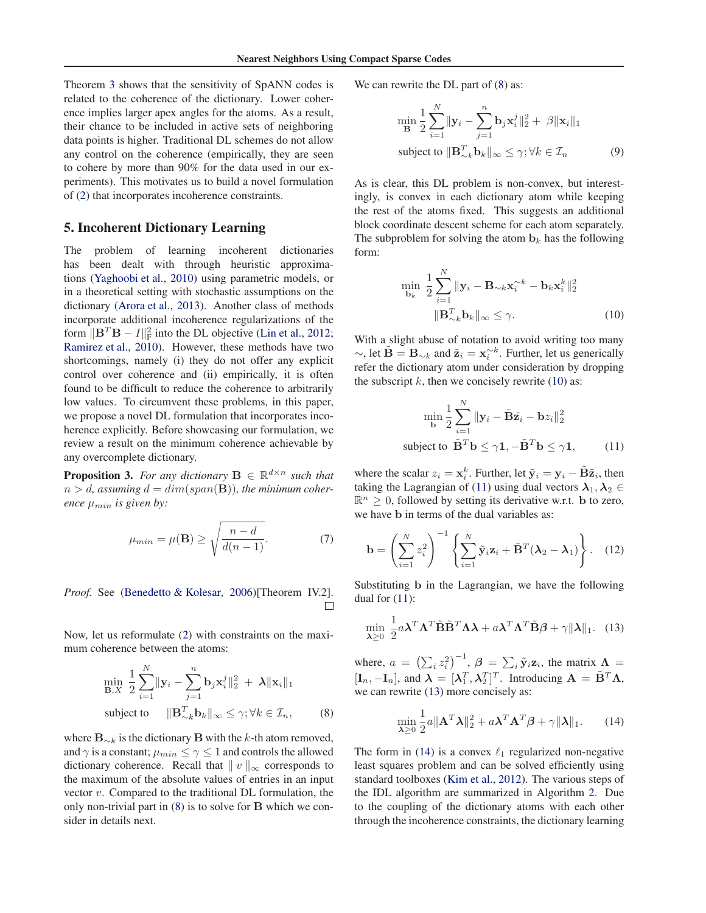Theorem 3 shows that the sensitivity of SpANN codes is related to the coherence of the dictionary. Lower coherence implies larger apex angles for the atoms. As a result, their chance to be included in active sets of neighboring data points is higher. Traditional DL schemes do not allow any control on the coherence (empirically, they are seen to cohere by more than 90% for the data used in our experiments). This motivates us to build a novel formulation of (2) that incorporates incoherence constraints.

## 5. Incoherent Dictionary Learning

The problem of learning incoherent dictionaries has been dealt with through heuristic approximations (Yaghoobi et al., 2010) using parametric models, or in a theoretical setting with stochastic assumptions on the dictionary (Arora et al., 2013). Another class of methods incorporate additional incoherence regularizations of the form $\|\mathbf{B}^T\mathbf{B} - I\|_F^2$ into the DL objective (Lin et al., 2012; Ramirez et al., 2010). However, these methods have two shortcomings, namely (i) they do not offer any explicit control over coherence and (ii) empirically, it is often found to be difficult to reduce the coherence to arbitrarily low values. To circumvent these problems, in this paper, we propose a novel DL formulation that incorporates incoherence explicitly. Before showcasing our formulation, we review a result on the minimum coherence achievable by any overcomplete dictionary.

**Proposition 3.** *For any dictionary $\mathbf{B} \in \mathbb{R}^{d\times n}$ such that $n > d$, assuming $d = dim(span(\mathbf{B}))$, the minimum coherence $\mu_{min}$ is given by:*

$$\mu_{min} = \mu(\mathbf{B}) \geq \sqrt{\frac{n-d}{d(n-1)}}. \tag{7}$$

*Proof.* See (Benedetto & Kolesar, 2006)[Theorem IV.2]. □

Now, let us reformulate (2) with constraints on the maximum coherence between the atoms:

$$\min_{\mathbf{B},X} \frac{1}{2}\sum_{i=1}^{N}\|\mathbf{y}_i - \sum_{j=1}^{n}\mathbf{b}_j\mathbf{x}_i^j\|_2^2 + \lambda\|\mathbf{x}_i\|_1$$
$$\text{subject to} \quad \|\mathbf{B}_{\sim k}^T\mathbf{b}_k\|_\infty \leq \gamma; \forall k \in \mathcal{I}_n, \tag{8}$$

where $\mathbf{B}_{\sim k}$ is the dictionary $\mathbf{B}$ with the $k$-th atom removed, and $\gamma$ is a constant; $\mu_{min} \leq \gamma \leq 1$ and controls the allowed dictionary coherence. Recall that $\| v \|_\infty$ corresponds to the maximum of the absolute values of entries in an input vector $v$. Compared to the traditional DL formulation, the only non-trivial part in (8) is to solve for $\mathbf{B}$ which we consider in details next.

We can rewrite the DL part of (8) as:

$$\min_{\mathbf{B}} \frac{1}{2}\sum_{i=1}^{N}\|\mathbf{y}_i - \sum_{j=1}^{n}\mathbf{b}_j\mathbf{x}_i^j\|_2^2 + \beta\|\mathbf{x}_i\|_1$$
$$\text{subject to } \|\mathbf{B}_{\sim k}^T\mathbf{b}_k\|_\infty \leq \gamma; \forall k \in \mathcal{I}_n \tag{9}$$

As is clear, this DL problem is non-convex, but interestingly, is convex in each dictionary atom while keeping the rest of the atoms fixed. This suggests an additional block coordinate descent scheme for each atom separately. The subproblem for solving the atom $\mathbf{b}_k$ has the following form:

$$\min_{\mathbf{b}_k} \frac{1}{2}\sum_{i=1}^{N}\|\mathbf{y}_i - \mathbf{B}_{\sim k}\mathbf{x}_i^{\sim k} - \mathbf{b}_k\mathbf{x}_i^k\|_2^2$$
$$\|\mathbf{B}_{\sim k}^T\mathbf{b}_k\|_\infty \leq \gamma. \tag{10}$$

With a slight abuse of notation to avoid writing too many $\sim$, let $\tilde{\mathbf{B}} = \mathbf{B}_{\sim k}$ and $\tilde{\mathbf{z}}_i = \mathbf{x}_i^{\sim k}$. Further, let us generically refer the dictionary atom under consideration by dropping the subscript $k$, then we concisely rewrite (10) as:

$$\min_{\mathbf{b}} \frac{1}{2}\sum_{i=1}^{N}\|\mathbf{y}_i - \tilde{\mathbf{B}}\tilde{\mathbf{z}}_i - \mathbf{b}z_i\|_2^2$$
$$\text{subject to } \tilde{\mathbf{B}}^T\mathbf{b} \leq \gamma\mathbf{1}, -\tilde{\mathbf{B}}^T\mathbf{b} \leq \gamma\mathbf{1}, \tag{11}$$

where the scalar $z_i = \mathbf{x}_i^k$. Further, let $\tilde{\mathbf{y}}_i = \mathbf{y}_i - \tilde{\mathbf{B}}\tilde{\mathbf{z}}_i$, then taking the Lagrangian of (11) using dual vectors $\boldsymbol{\lambda}_1, \boldsymbol{\lambda}_2 \in \mathbb{R}^n \geq 0$, followed by setting its derivative w.r.t. $\mathbf{b}$ to zero, we have $\mathbf{b}$ in terms of the dual variables as:

$$\mathbf{b} = \left(\sum_{i=1}^{N} z_i^2\right)^{-1}\left\{\sum_{i=1}^{N}\tilde{\mathbf{y}}_i\mathbf{z}_i + \tilde{\mathbf{B}}^T(\boldsymbol{\lambda}_2 - \boldsymbol{\lambda}_1)\right\}. \tag{12}$$

Substituting $\mathbf{b}$ in the Lagrangian, we have the following dual for (11):

$$\min_{\boldsymbol{\lambda}\geq 0} \frac{1}{2}a\boldsymbol{\lambda}^T\boldsymbol{\Lambda}^T\tilde{\mathbf{B}}\tilde{\mathbf{B}}^T\boldsymbol{\Lambda}\boldsymbol{\lambda} + a\boldsymbol{\lambda}^T\boldsymbol{\Lambda}^T\tilde{\mathbf{B}}\boldsymbol{\beta} + \gamma\|\boldsymbol{\lambda}\|_1. \tag{13}$$

where, $a = \left(\sum_i z_i^2\right)^{-1}$, $\boldsymbol{\beta} = \sum_i \tilde{\mathbf{y}}_i\mathbf{z}_i$, the matrix $\boldsymbol{\Lambda} = [\mathbf{I}_n, -\mathbf{I}_n]$, and $\boldsymbol{\lambda} = [\boldsymbol{\lambda}_1^T, \boldsymbol{\lambda}_2^T]^T$. Introducing $\mathbf{A} = \tilde{\mathbf{B}}^T\boldsymbol{\Lambda}$, we can rewrite (13) more concisely as:

$$\min_{\boldsymbol{\lambda}\geq 0} \frac{1}{2}a\|\mathbf{A}^T\boldsymbol{\lambda}\|_2^2 + a\boldsymbol{\lambda}^T\mathbf{A}^T\boldsymbol{\beta} + \gamma\|\boldsymbol{\lambda}\|_1. \tag{14}$$

The form in (14) is a convex $\ell_1$ regularized non-negative least squares problem and can be solved efficiently using standard toolboxes (Kim et al., 2012). The various steps of the IDL algorithm are summarized in Algorithm 2. Due to the coupling of the dictionary atoms with each other through the incoherence constraints, the dictionary learning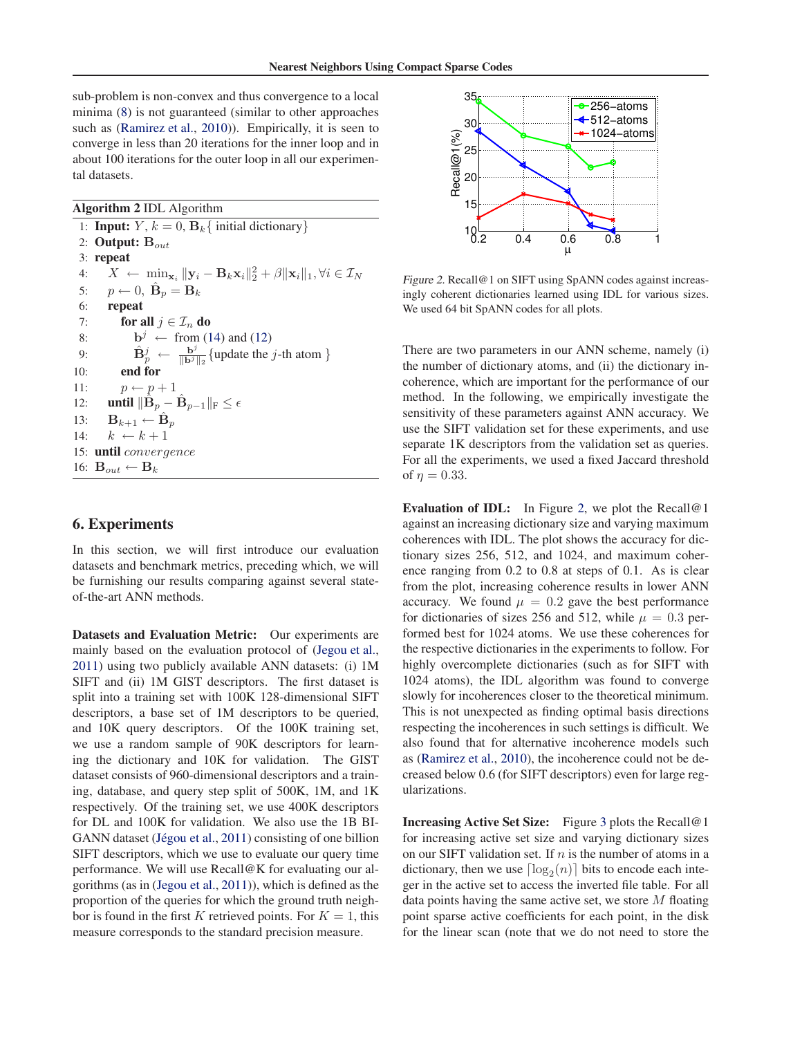sub-problem is non-convex and thus convergence to a local minima (8) is not guaranteed (similar to other approaches such as (Ramirez et al., 2010)). Empirically, it is seen to converge in less than 20 iterations for the inner loop and in about 100 iterations for the outer loop in all our experimental datasets.

**Algorithm 2** IDL Algorithm

1: **Input:** $Y$, $k = 0$, $\mathbf{B}_k$\{ initial dictionary\}
2: **Output:** $\mathbf{B}_{out}$
3: **repeat**
4: $\quad X \leftarrow \min_{\mathbf{x}_i} \|\mathbf{y}_i - \mathbf{B}_k\mathbf{x}_i\|_2^2 + \beta\|\mathbf{x}_i\|_1, \forall i \in \mathcal{I}_N$
5: $\quad p \leftarrow 0$, $\hat{\mathbf{B}}_p = \mathbf{B}_k$
6: $\quad$ **repeat**
7: $\quad\quad$ **for all** $j \in \mathcal{I}_n$ **do**
8: $\quad\quad\quad \mathbf{b}^j \leftarrow$ from (14) and (12)
9: $\quad\quad\quad \hat{\mathbf{B}}_p^j \leftarrow \frac{\mathbf{b}^j}{\|\mathbf{b}^j\|_2}$\{update the $j$-th atom \}
10: $\quad\quad$ **end for**
11: $\quad\quad p \leftarrow p + 1$
12: $\quad$ **until** $\|\hat{\mathbf{B}}_p - \hat{\mathbf{B}}_{p-1}\|_{\text{F}} \leq \epsilon$
13: $\quad \mathbf{B}_{k+1} \leftarrow \hat{\mathbf{B}}_p$
14: $\quad k \leftarrow k + 1$
15: **until** *convergence*
16: $\mathbf{B}_{out} \leftarrow \mathbf{B}_k$

## 6. Experiments

In this section, we will first introduce our evaluation datasets and benchmark metrics, preceding which, we will be furnishing our results comparing against several state-of-the-art ANN methods.

**Datasets and Evaluation Metric:** Our experiments are mainly based on the evaluation protocol of (Jegou et al., 2011) using two publicly available ANN datasets: (i) 1M SIFT and (ii) 1M GIST descriptors. The first dataset is split into a training set with 100K 128-dimensional SIFT descriptors, a base set of 1M descriptors to be queried, and 10K query descriptors. Of the 100K training set, we use a random sample of 90K descriptors for learning the dictionary and 10K for validation. The GIST dataset consists of 960-dimensional descriptors and a training, database, and query step split of 500K, 1M, and 1K respectively. Of the training set, we use 400K descriptors for DL and 100K for validation. We also use the 1B BIGANN dataset (Jégou et al., 2011) consisting of one billion SIFT descriptors, which we use to evaluate our query time performance. We will use Recall@K for evaluating our algorithms (as in (Jegou et al., 2011)), which is defined as the proportion of the queries for which the ground truth neighbor is found in the first $K$ retrieved points. For $K = 1$, this measure corresponds to the standard precision measure.

*Figure 2.* Recall@1 on SIFT using SpANN codes against increasingly coherent dictionaries learned using IDL for various sizes. We used 64 bit SpANN codes for all plots.

There are two parameters in our ANN scheme, namely (i) the number of dictionary atoms, and (ii) the dictionary incoherence, which are important for the performance of our method. In the following, we empirically investigate the sensitivity of these parameters against ANN accuracy. We use the SIFT validation set for these experiments, and use separate 1K descriptors from the validation set as queries. For all the experiments, we used a fixed Jaccard threshold of $\eta = 0.33$.

**Evaluation of IDL:** In Figure 2, we plot the Recall@1 against an increasing dictionary size and varying maximum coherences with IDL. The plot shows the accuracy for dictionary sizes 256, 512, and 1024, and maximum coherence ranging from 0.2 to 0.8 at steps of 0.1. As is clear from the plot, increasing coherence results in lower ANN accuracy. We found $\mu = 0.2$ gave the best performance for dictionaries of sizes 256 and 512, while $\mu = 0.3$ performed best for 1024 atoms. We use these coherences for the respective dictionaries in the experiments to follow. For highly overcomplete dictionaries (such as for SIFT with 1024 atoms), the IDL algorithm was found to converge slowly for incoherences closer to the theoretical minimum. This is not unexpected as finding optimal basis directions respecting the incoherences in such settings is difficult. We also found that for alternative incoherence models such as (Ramirez et al., 2010), the incoherence could not be decreased below 0.6 (for SIFT descriptors) even for large regularizations.

**Increasing Active Set Size:** Figure 3 plots the Recall@1 for increasing active set size and varying dictionary sizes on our SIFT validation set. If $n$ is the number of atoms in a dictionary, then we use $\lceil \log_2(n) \rceil$ bits to encode each integer in the active set to access the inverted file table. For all data points having the same active set, we store $M$ floating point sparse active coefficients for each point, in the disk for the linear scan (note that we do not need to store the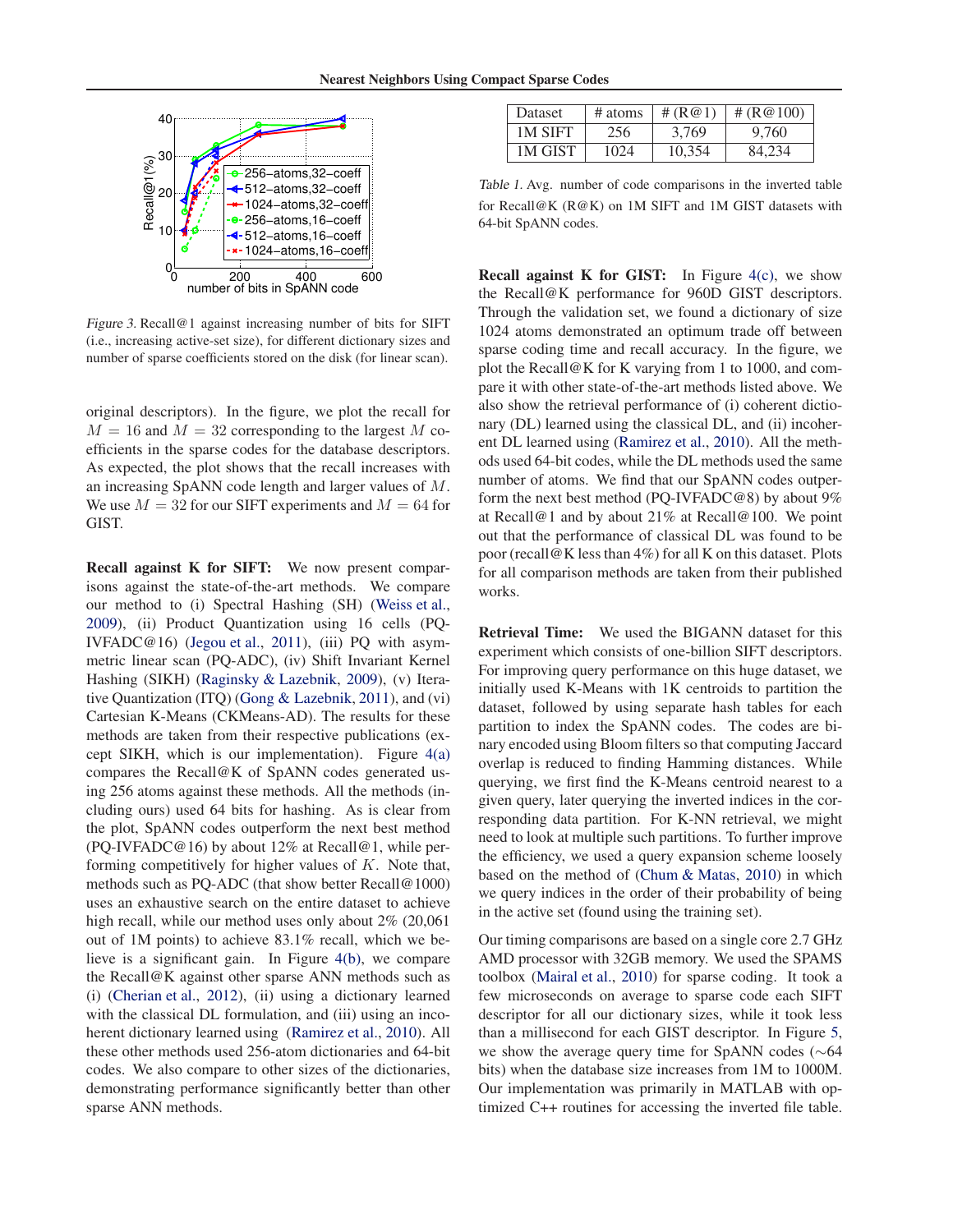Figure 3. Recall@1 against increasing number of bits for SIFT (i.e., increasing active-set size), for different dictionary sizes and number of sparse coefficients stored on the disk (for linear scan).

original descriptors). In the figure, we plot the recall for $M = 16$ and $M = 32$ corresponding to the largest $M$ coefficients in the sparse codes for the database descriptors. As expected, the plot shows that the recall increases with an increasing SpANN code length and larger values of $M$. We use $M = 32$ for our SIFT experiments and $M = 64$ for GIST.

**Recall against K for SIFT:** We now present comparisons against the state-of-the-art methods. We compare our method to (i) Spectral Hashing (SH) (Weiss et al., 2009), (ii) Product Quantization using 16 cells (PQ-IVFADC@16) (Jegou et al., 2011), (iii) PQ with asymmetric linear scan (PQ-ADC), (iv) Shift Invariant Kernel Hashing (SIKH) (Raginsky & Lazebnik, 2009), (v) Iterative Quantization (ITQ) (Gong & Lazebnik, 2011), and (vi) Cartesian K-Means (CKMeans-AD). The results for these methods are taken from their respective publications (except SIKH, which is our implementation). Figure 4(a) compares the Recall@K of SpANN codes generated using 256 atoms against these methods. All the methods (including ours) used 64 bits for hashing. As is clear from the plot, SpANN codes outperform the next best method (PQ-IVFADC@16) by about 12% at Recall@1, while performing competitively for higher values of $K$. Note that, methods such as PQ-ADC (that show better Recall@1000) uses an exhaustive search on the entire dataset to achieve high recall, while our method uses only about 2% (20,061 out of 1M points) to achieve 83.1% recall, which we believe is a significant gain. In Figure 4(b), we compare the Recall@K against other sparse ANN methods such as (i) (Cherian et al., 2012), (ii) using a dictionary learned with the classical DL formulation, and (iii) using an incoherent dictionary learned using (Ramirez et al., 2010). All these other methods used 256-atom dictionaries and 64-bit codes. We also compare to other sizes of the dictionaries, demonstrating performance significantly better than other sparse ANN methods.

| Dataset | # atoms | # (R@1) | # (R@100) |
|---|---|---|---|
| 1M SIFT | 256 | 3,769 | 9,760 |
| 1M GIST | 1024 | 10,354 | 84,234 |

Table 1. Avg. number of code comparisons in the inverted table for Recall@K (R@K) on 1M SIFT and 1M GIST datasets with 64-bit SpANN codes.

**Recall against K for GIST:** In Figure 4(c), we show the Recall@K performance for 960D GIST descriptors. Through the validation set, we found a dictionary of size 1024 atoms demonstrated an optimum trade off between sparse coding time and recall accuracy. In the figure, we plot the Recall@K for K varying from 1 to 1000, and compare it with other state-of-the-art methods listed above. We also show the retrieval performance of (i) coherent dictionary (DL) learned using the classical DL, and (ii) incoherent DL learned using (Ramirez et al., 2010). All the methods used 64-bit codes, while the DL methods used the same number of atoms. We find that our SpANN codes outperform the next best method (PQ-IVFADC@8) by about 9% at Recall@1 and by about 21% at Recall@100. We point out that the performance of classical DL was found to be poor (recall@K less than 4%) for all K on this dataset. Plots for all comparison methods are taken from their published works.

**Retrieval Time:** We used the BIGANN dataset for this experiment which consists of one-billion SIFT descriptors. For improving query performance on this huge dataset, we initially used K-Means with 1K centroids to partition the dataset, followed by using separate hash tables for each partition to index the SpANN codes. The codes are binary encoded using Bloom filters so that computing Jaccard overlap is reduced to finding Hamming distances. While querying, we first find the K-Means centroid nearest to a given query, later querying the inverted indices in the corresponding data partition. For K-NN retrieval, we might need to look at multiple such partitions. To further improve the efficiency, we used a query expansion scheme loosely based on the method of (Chum & Matas, 2010) in which we query indices in the order of their probability of being in the active set (found using the training set).

Our timing comparisons are based on a single core 2.7 GHz AMD processor with 32GB memory. We used the SPAMS toolbox (Mairal et al., 2010) for sparse coding. It took a few microseconds on average to sparse code each SIFT descriptor for all our dictionary sizes, while it took less than a millisecond for each GIST descriptor. In Figure 5, we show the average query time for SpANN codes ($\sim$64 bits) when the database size increases from 1M to 1000M. Our implementation was primarily in MATLAB with optimized C++ routines for accessing the inverted file table.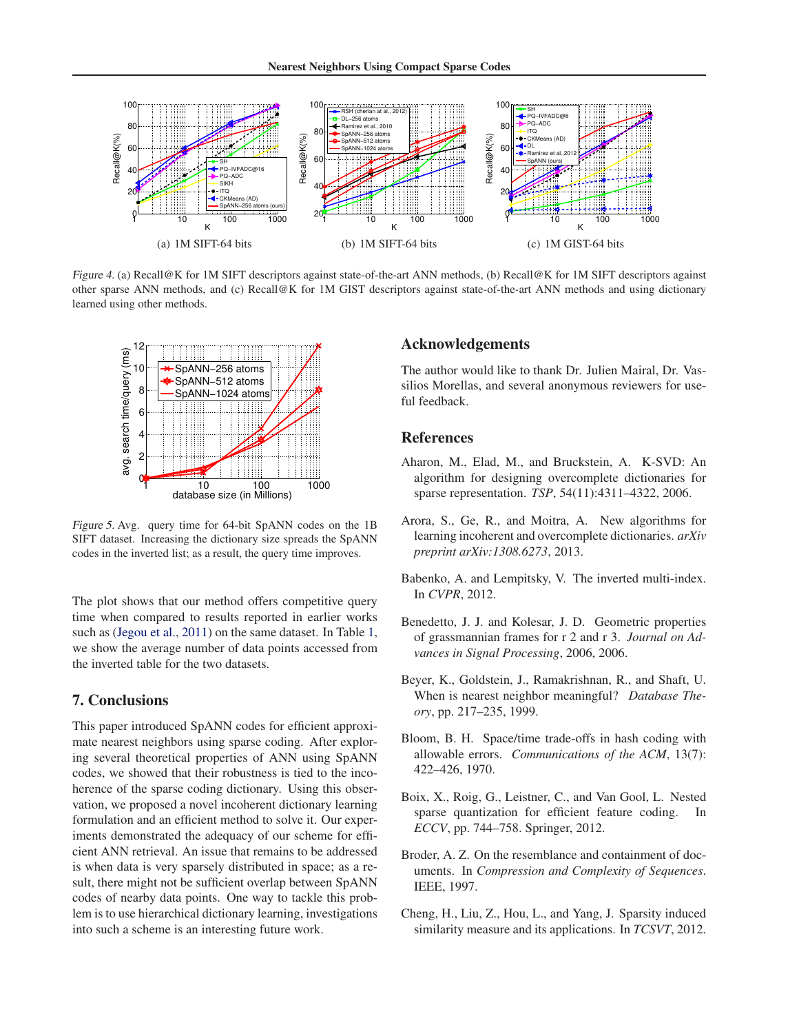(a) 1M SIFT-64 bits

(b) 1M SIFT-64 bits

(c) 1M GIST-64 bits

*Figure 4.* (a) Recall@K for 1M SIFT descriptors against state-of-the-art ANN methods, (b) Recall@K for 1M SIFT descriptors against other sparse ANN methods, and (c) Recall@K for 1M GIST descriptors against state-of-the-art ANN methods and using dictionary learned using other methods.

*Figure 5.* Avg. query time for 64-bit SpANN codes on the 1B SIFT dataset. Increasing the dictionary size spreads the SpANN codes in the inverted list; as a result, the query time improves.

The plot shows that our method offers competitive query time when compared to results reported in earlier works such as (Jegou et al., 2011) on the same dataset. In Table 1, we show the average number of data points accessed from the inverted table for the two datasets.

## 7. Conclusions

This paper introduced SpANN codes for efficient approximate nearest neighbors using sparse coding. After exploring several theoretical properties of ANN using SpANN codes, we showed that their robustness is tied to the incoherence of the sparse coding dictionary. Using this observation, we proposed a novel incoherent dictionary learning formulation and an efficient method to solve it. Our experiments demonstrated the adequacy of our scheme for efficient ANN retrieval. An issue that remains to be addressed is when data is very sparsely distributed in space; as a result, there might not be sufficient overlap between SpANN codes of nearby data points. One way to tackle this problem is to use hierarchical dictionary learning, investigations into such a scheme is an interesting future work.

## Acknowledgements

The author would like to thank Dr. Julien Mairal, Dr. Vassilios Morellas, and several anonymous reviewers for useful feedback.

## References

Aharon, M., Elad, M., and Bruckstein, A. K-SVD: An algorithm for designing overcomplete dictionaries for sparse representation. *TSP*, 54(11):4311–4322, 2006.

Arora, S., Ge, R., and Moitra, A. New algorithms for learning incoherent and overcomplete dictionaries. *arXiv preprint arXiv:1308.6273*, 2013.

Babenko, A. and Lempitsky, V. The inverted multi-index. In *CVPR*, 2012.

Benedetto, J. J. and Kolesar, J. D. Geometric properties of grassmannian frames for r 2 and r 3. *Journal on Advances in Signal Processing*, 2006, 2006.

Beyer, K., Goldstein, J., Ramakrishnan, R., and Shaft, U. When is nearest neighbor meaningful? *Database Theory*, pp. 217–235, 1999.

Bloom, B. H. Space/time trade-offs in hash coding with allowable errors. *Communications of the ACM*, 13(7): 422–426, 1970.

Boix, X., Roig, G., Leistner, C., and Van Gool, L. Nested sparse quantization for efficient feature coding. In *ECCV*, pp. 744–758. Springer, 2012.

Broder, A. Z. On the resemblance and containment of documents. In *Compression and Complexity of Sequences*. IEEE, 1997.

Cheng, H., Liu, Z., Hou, L., and Yang, J. Sparsity induced similarity measure and its applications. In *TCSVT*, 2012.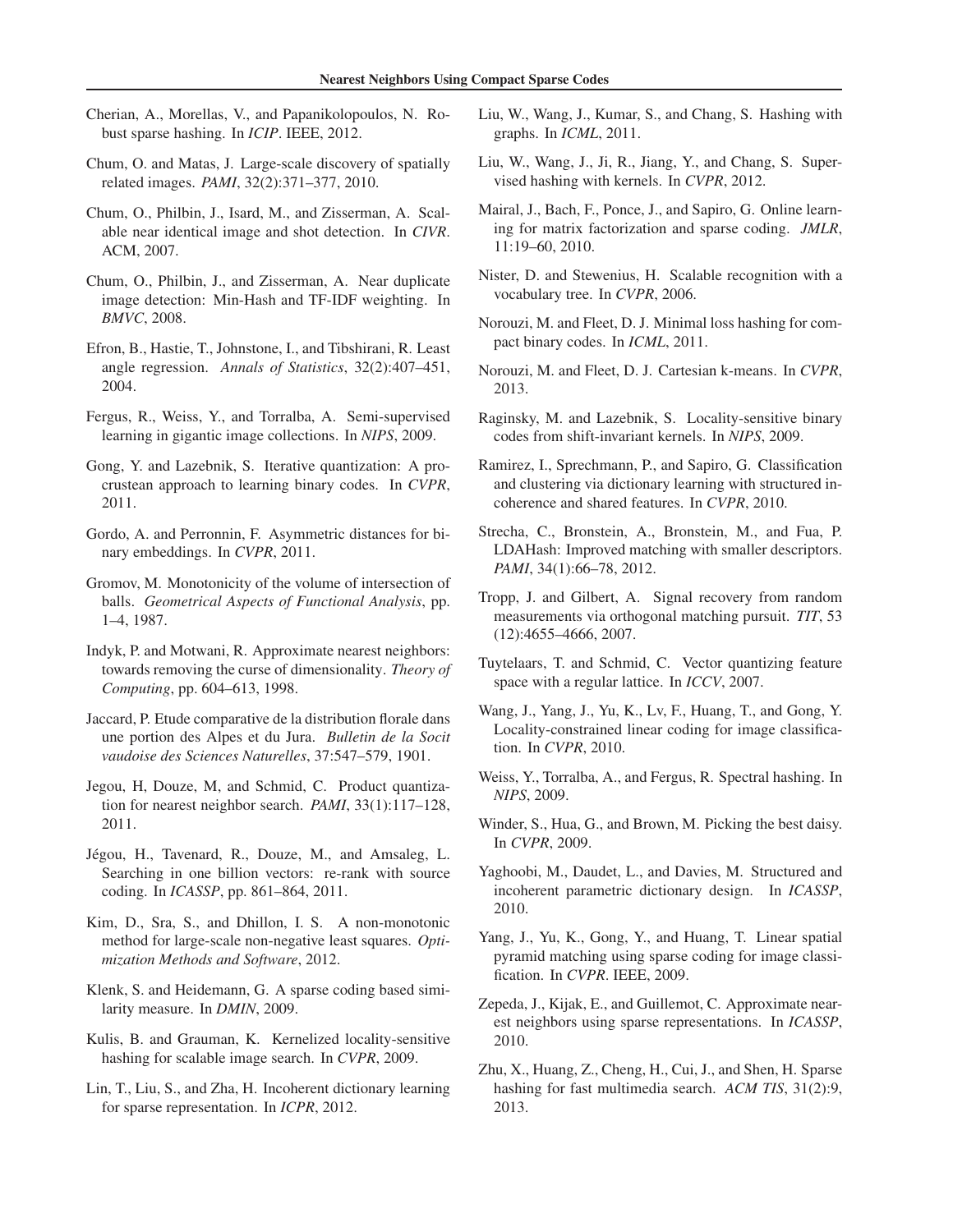Cherian, A., Morellas, V., and Papanikolopoulos, N. Robust sparse hashing. In *ICIP*. IEEE, 2012.

Chum, O. and Matas, J. Large-scale discovery of spatially related images. *PAMI*, 32(2):371–377, 2010.

Chum, O., Philbin, J., Isard, M., and Zisserman, A. Scalable near identical image and shot detection. In *CIVR*. ACM, 2007.

Chum, O., Philbin, J., and Zisserman, A. Near duplicate image detection: Min-Hash and TF-IDF weighting. In *BMVC*, 2008.

Efron, B., Hastie, T., Johnstone, I., and Tibshirani, R. Least angle regression. *Annals of Statistics*, 32(2):407–451, 2004.

Fergus, R., Weiss, Y., and Torralba, A. Semi-supervised learning in gigantic image collections. In *NIPS*, 2009.

Gong, Y. and Lazebnik, S. Iterative quantization: A procrustean approach to learning binary codes. In *CVPR*, 2011.

Gordo, A. and Perronnin, F. Asymmetric distances for binary embeddings. In *CVPR*, 2011.

Gromov, M. Monotonicity of the volume of intersection of balls. *Geometrical Aspects of Functional Analysis*, pp. 1–4, 1987.

Indyk, P. and Motwani, R. Approximate nearest neighbors: towards removing the curse of dimensionality. *Theory of Computing*, pp. 604–613, 1998.

Jaccard, P. Etude comparative de la distribution florale dans une portion des Alpes et du Jura. *Bulletin de la Socit vaudoise des Sciences Naturelles*, 37:547–579, 1901.

Jegou, H, Douze, M, and Schmid, C. Product quantization for nearest neighbor search. *PAMI*, 33(1):117–128, 2011.

Jégou, H., Tavenard, R., Douze, M., and Amsaleg, L. Searching in one billion vectors: re-rank with source coding. In *ICASSP*, pp. 861–864, 2011.

Kim, D., Sra, S., and Dhillon, I. S. A non-monotonic method for large-scale non-negative least squares. *Optimization Methods and Software*, 2012.

Klenk, S. and Heidemann, G. A sparse coding based similarity measure. In *DMIN*, 2009.

Kulis, B. and Grauman, K. Kernelized locality-sensitive hashing for scalable image search. In *CVPR*, 2009.

Lin, T., Liu, S., and Zha, H. Incoherent dictionary learning for sparse representation. In *ICPR*, 2012.

Liu, W., Wang, J., Kumar, S., and Chang, S. Hashing with graphs. In *ICML*, 2011.

Liu, W., Wang, J., Ji, R., Jiang, Y., and Chang, S. Supervised hashing with kernels. In *CVPR*, 2012.

Mairal, J., Bach, F., Ponce, J., and Sapiro, G. Online learning for matrix factorization and sparse coding. *JMLR*, 11:19–60, 2010.

Nister, D. and Stewenius, H. Scalable recognition with a vocabulary tree. In *CVPR*, 2006.

Norouzi, M. and Fleet, D. J. Minimal loss hashing for compact binary codes. In *ICML*, 2011.

Norouzi, M. and Fleet, D. J. Cartesian k-means. In *CVPR*, 2013.

Raginsky, M. and Lazebnik, S. Locality-sensitive binary codes from shift-invariant kernels. In *NIPS*, 2009.

Ramirez, I., Sprechmann, P., and Sapiro, G. Classification and clustering via dictionary learning with structured incoherence and shared features. In *CVPR*, 2010.

Strecha, C., Bronstein, A., Bronstein, M., and Fua, P. LDAHash: Improved matching with smaller descriptors. *PAMI*, 34(1):66–78, 2012.

Tropp, J. and Gilbert, A. Signal recovery from random measurements via orthogonal matching pursuit. *TIT*, 53 (12):4655–4666, 2007.

Tuytelaars, T. and Schmid, C. Vector quantizing feature space with a regular lattice. In *ICCV*, 2007.

Wang, J., Yang, J., Yu, K., Lv, F., Huang, T., and Gong, Y. Locality-constrained linear coding for image classification. In *CVPR*, 2010.

Weiss, Y., Torralba, A., and Fergus, R. Spectral hashing. In *NIPS*, 2009.

Winder, S., Hua, G., and Brown, M. Picking the best daisy. In *CVPR*, 2009.

Yaghoobi, M., Daudet, L., and Davies, M. Structured and incoherent parametric dictionary design. In *ICASSP*, 2010.

Yang, J., Yu, K., Gong, Y., and Huang, T. Linear spatial pyramid matching using sparse coding for image classification. In *CVPR*. IEEE, 2009.

Zepeda, J., Kijak, E., and Guillemot, C. Approximate nearest neighbors using sparse representations. In *ICASSP*, 2010.

Zhu, X., Huang, Z., Cheng, H., Cui, J., and Shen, H. Sparse hashing for fast multimedia search. *ACM TIS*, 31(2):9, 2013.